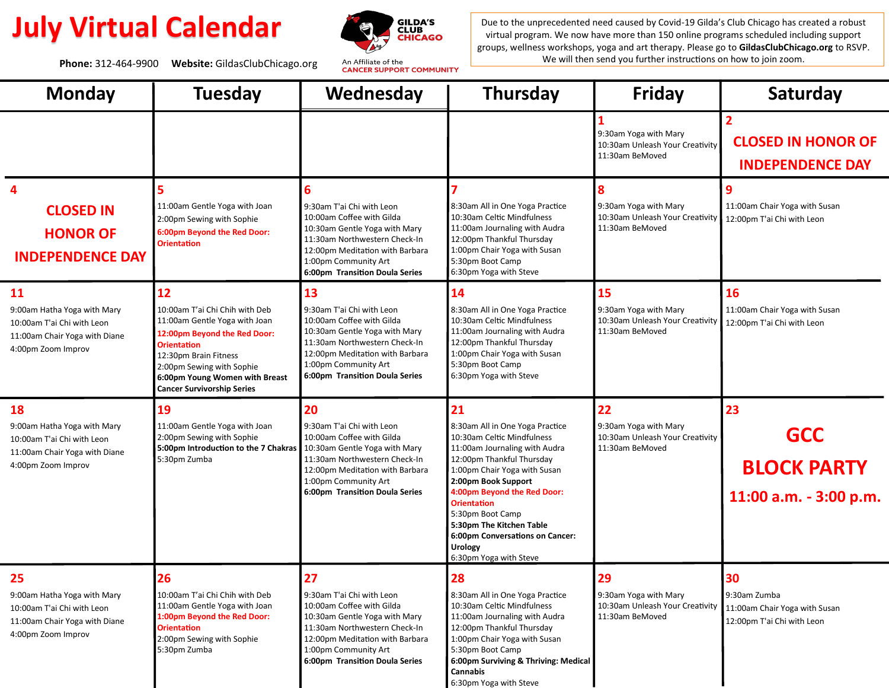# July Virtual Calendar

**Phone:** 312-464-9900 **Website:** GildasClubChicago.org

GILDA'S CLUB CHICAGO
An Affiliate of the CANCER SUPPORT COMMUNITY

Due to the unprecedented need caused by Covid-19 Gilda's Club Chicago has created a robust virtual program. We now have more than 150 online programs scheduled including support groups, wellness workshops, yoga and art therapy. Please go to **GildasClubChicago.org** to RSVP. We will then send you further instructions on how to join zoom.

| Monday | Tuesday | Wednesday | Thursday | Friday | Saturday |
|---|---|---|---|---|---|
| | | | | **1**<br>9:30am Yoga with Mary<br>10:30am Unleash Your Creativity<br>11:30am BeMoved | **2**<br>**CLOSED IN HONOR OF INDEPENDENCE DAY** |
| **4**<br>**CLOSED IN HONOR OF INDEPENDENCE DAY** | **5**<br>11:00am Gentle Yoga with Joan<br>2:00pm Sewing with Sophie<br>**6:00pm Beyond the Red Door: Orientation** | **6**<br>9:30am T'ai Chi with Leon<br>10:00am Coffee with Gilda<br>10:30am Gentle Yoga with Mary<br>11:30am Northwestern Check-In<br>12:00pm Meditation with Barbara<br>1:00pm Community Art<br>**6:00pm Transition Doula Series** | **7**<br>8:30am All in One Yoga Practice<br>10:30am Celtic Mindfulness<br>11:00am Journaling with Audra<br>12:00pm Thankful Thursday<br>1:00pm Chair Yoga with Susan<br>5:30pm Boot Camp<br>6:30pm Yoga with Steve | **8**<br>9:30am Yoga with Mary<br>10:30am Unleash Your Creativity<br>11:30am BeMoved | **9**<br>11:00am Chair Yoga with Susan<br>12:00pm T'ai Chi with Leon |
| **11**<br>9:00am Hatha Yoga with Mary<br>10:00am T'ai Chi with Leon<br>11:00am Chair Yoga with Diane<br>4:00pm Zoom Improv | **12**<br>10:00am T'ai Chi Chih with Deb<br>11:00am Gentle Yoga with Joan<br>**12:00pm Beyond the Red Door: Orientation**<br>12:30pm Brain Fitness<br>2:00pm Sewing with Sophie<br>**6:00pm Young Women with Breast Cancer Survivorship Series** | **13**<br>9:30am T'ai Chi with Leon<br>10:00am Coffee with Gilda<br>10:30am Gentle Yoga with Mary<br>11:30am Northwestern Check-In<br>12:00pm Meditation with Barbara<br>1:00pm Community Art<br>**6:00pm Transition Doula Series** | **14**<br>8:30am All in One Yoga Practice<br>10:30am Celtic Mindfulness<br>11:00am Journaling with Audra<br>12:00pm Thankful Thursday<br>1:00pm Chair Yoga with Susan<br>5:30pm Boot Camp<br>6:30pm Yoga with Steve | **15**<br>9:30am Yoga with Mary<br>10:30am Unleash Your Creativity<br>11:30am BeMoved | **16**<br>11:00am Chair Yoga with Susan<br>12:00pm T'ai Chi with Leon |
| **18**<br>9:00am Hatha Yoga with Mary<br>10:00am T'ai Chi with Leon<br>11:00am Chair Yoga with Diane<br>4:00pm Zoom Improv | **19**<br>11:00am Gentle Yoga with Joan<br>2:00pm Sewing with Sophie<br>**5:00pm Introduction to the 7 Chakras**<br>5:30pm Zumba | **20**<br>9:30am T'ai Chi with Leon<br>10:00am Coffee with Gilda<br>10:30am Gentle Yoga with Mary<br>11:30am Northwestern Check-In<br>12:00pm Meditation with Barbara<br>1:00pm Community Art<br>**6:00pm Transition Doula Series** | **21**<br>8:30am All in One Yoga Practice<br>10:30am Celtic Mindfulness<br>11:00am Journaling with Audra<br>12:00pm Thankful Thursday<br>1:00pm Chair Yoga with Susan<br>**2:00pm Book Support**<br>**4:00pm Beyond the Red Door: Orientation**<br>5:30pm Boot Camp<br>**5:30pm The Kitchen Table**<br>**6:00pm Conversations on Cancer: Urology**<br>6:30pm Yoga with Steve | **22**<br>9:30am Yoga with Mary<br>10:30am Unleash Your Creativity<br>11:30am BeMoved | **23**<br>**GCC BLOCK PARTY**<br>**11:00 a.m. - 3:00 p.m.** |
| **25**<br>9:00am Hatha Yoga with Mary<br>10:00am T'ai Chi with Leon<br>11:00am Chair Yoga with Diane<br>4:00pm Zoom Improv | **26**<br>10:00am T'ai Chi Chih with Deb<br>11:00am Gentle Yoga with Joan<br>**1:00pm Beyond the Red Door: Orientation**<br>2:00pm Sewing with Sophie<br>5:30pm Zumba | **27**<br>9:30am T'ai Chi with Leon<br>10:00am Coffee with Gilda<br>10:30am Gentle Yoga with Mary<br>11:30am Northwestern Check-In<br>12:00pm Meditation with Barbara<br>1:00pm Community Art<br>**6:00pm Transition Doula Series** | **28**<br>8:30am All in One Yoga Practice<br>10:30am Celtic Mindfulness<br>11:00am Journaling with Audra<br>12:00pm Thankful Thursday<br>1:00pm Chair Yoga with Susan<br>5:30pm Boot Camp<br>**6:00pm Surviving & Thriving: Medical Cannabis**<br>6:30pm Yoga with Steve | **29**<br>9:30am Yoga with Mary<br>10:30am Unleash Your Creativity<br>11:30am BeMoved | **30**<br>9:30am Zumba<br>11:00am Chair Yoga with Susan<br>12:00pm T'ai Chi with Leon |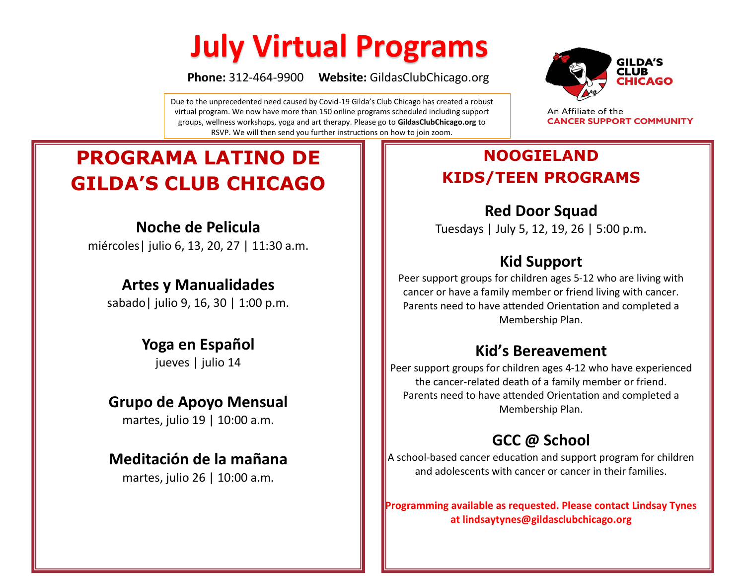# July Virtual Programs

**Phone:** 312-464-9900 **Website:** GildasClubChicago.org

Due to the unprecedented need caused by Covid-19 Gilda's Club Chicago has created a robust virtual program. We now have more than 150 online programs scheduled including support groups, wellness workshops, yoga and art therapy. Please go to **GildasClubChicago.org** to RSVP. We will then send you further instructions on how to join zoom.

GILDA'S CLUB CHICAGO

An Affiliate of the CANCER SUPPORT COMMUNITY

## PROGRAMA LATINO DE GILDA'S CLUB CHICAGO

### Noche de Pelicula

miércoles| julio 6, 13, 20, 27 | 11:30 a.m.

### Artes y Manualidades

sabado| julio 9, 16, 30 | 1:00 p.m.

### Yoga en Español

jueves | julio 14

### Grupo de Apoyo Mensual

martes, julio 19 | 10:00 a.m.

### Meditación de la mañana

martes, julio 26 | 10:00 a.m.

## NOOGIELAND KIDS/TEEN PROGRAMS

### Red Door Squad

Tuesdays | July 5, 12, 19, 26 | 5:00 p.m.

### Kid Support

Peer support groups for children ages 5-12 who are living with cancer or have a family member or friend living with cancer. Parents need to have attended Orientation and completed a Membership Plan.

### Kid's Bereavement

Peer support groups for children ages 4-12 who have experienced the cancer-related death of a family member or friend. Parents need to have attended Orientation and completed a Membership Plan.

### GCC @ School

A school-based cancer education and support program for children and adolescents with cancer or cancer in their families.

**Programming available as requested. Please contact Lindsay Tynes at lindsaytynes@gildasclubchicago.org**